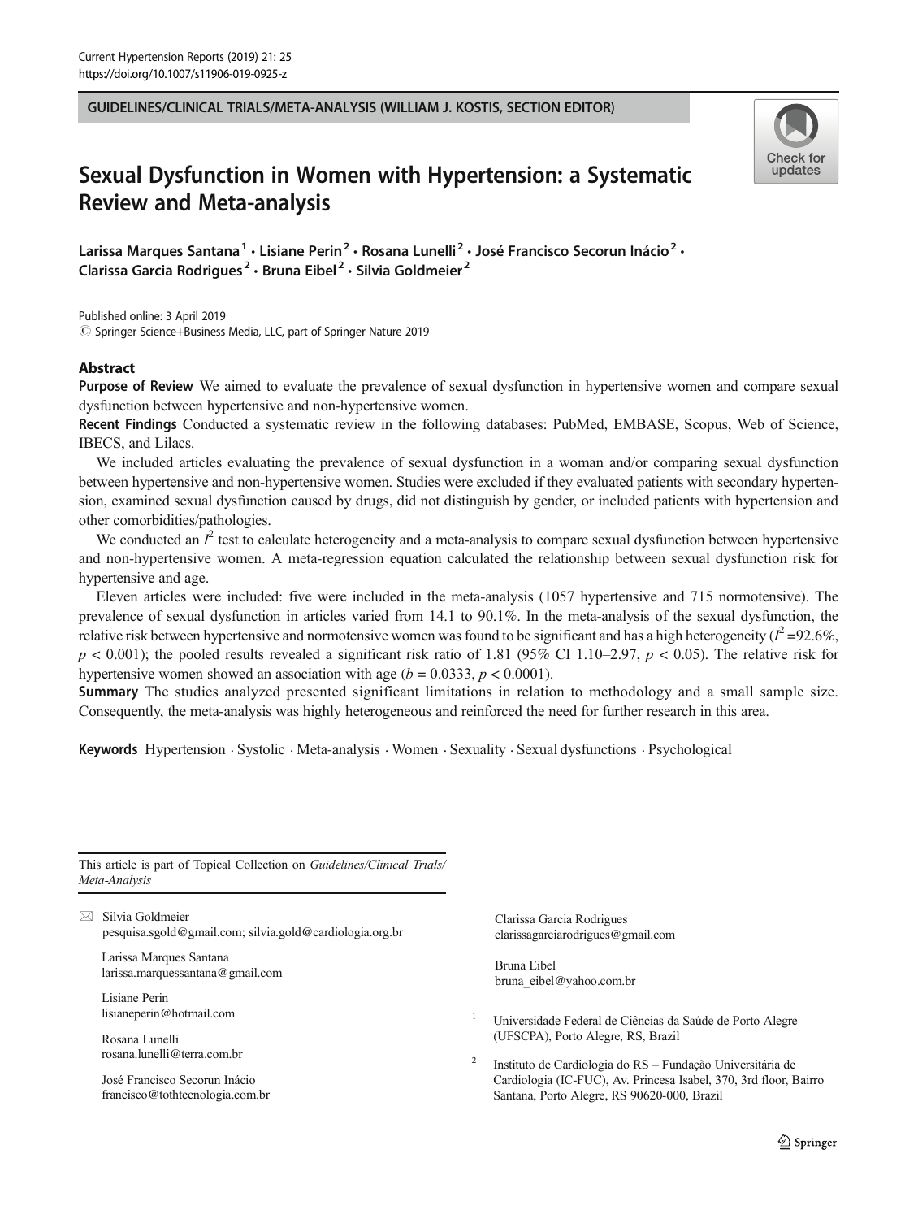GUIDELINES/CLINICAL TRIALS/META-ANALYSIS (WILLIAM J. KOSTIS, SECTION EDITOR)

# Sexual Dysfunction in Women with Hypertension: a Systematic Review and Meta-analysis

Larissa Marques Santana[1] · Lisiane Perin[2] · Rosana Lunelli[2] · José Francisco Secorun Inácio[2] · Clarissa Garcia Rodrigues[2] · Bruna Eibel[2] · Silvia Goldmeier[2]

Published online: 3 April 2019
© Springer Science+Business Media, LLC, part of Springer Nature 2019

## Abstract

**Purpose of Review** We aimed to evaluate the prevalence of sexual dysfunction in hypertensive women and compare sexual dysfunction between hypertensive and non-hypertensive women.

**Recent Findings** Conducted a systematic review in the following databases: PubMed, EMBASE, Scopus, Web of Science, IBECS, and Lilacs.

We included articles evaluating the prevalence of sexual dysfunction in a woman and/or comparing sexual dysfunction between hypertensive and non-hypertensive women. Studies were excluded if they evaluated patients with secondary hypertension, examined sexual dysfunction caused by drugs, did not distinguish by gender, or included patients with hypertension and other comorbidities/pathologies.

We conducted an $I^2$ test to calculate heterogeneity and a meta-analysis to compare sexual dysfunction between hypertensive and non-hypertensive women. A meta-regression equation calculated the relationship between sexual dysfunction risk for hypertensive and age.

Eleven articles were included: five were included in the meta-analysis (1057 hypertensive and 715 normotensive). The prevalence of sexual dysfunction in articles varied from 14.1 to 90.1%. In the meta-analysis of the sexual dysfunction, the relative risk between hypertensive and normotensive women was found to be significant and has a high heterogeneity ($I^2$ =92.6%, $p < 0.001$); the pooled results revealed a significant risk ratio of 1.81 (95% CI 1.10–2.97, $p < 0.05$). The relative risk for hypertensive women showed an association with age ($b = 0.0333$, $p < 0.0001$).

**Summary** The studies analyzed presented significant limitations in relation to methodology and a small sample size. Consequently, the meta-analysis was highly heterogeneous and reinforced the need for further research in this area.

**Keywords** Hypertension · Systolic · Meta-analysis · Women · Sexuality · Sexual dysfunctions · Psychological

---

This article is part of Topical Collection on *Guidelines/Clinical Trials/Meta-Analysis*

✉ Silvia Goldmeier
pesquisa.sgold@gmail.com; silvia.gold@cardiologia.org.br

Larissa Marques Santana
larissa.marquessantana@gmail.com

Lisiane Perin
lisianeperin@hotmail.com

Rosana Lunelli
rosana.lunelli@terra.com.br

José Francisco Secorun Inácio
francisco@tothtecnologia.com.br

Clarissa Garcia Rodrigues
clarissagarciarodrigues@gmail.com

Bruna Eibel
bruna_eibel@yahoo.com.br

[1] Universidade Federal de Ciências da Saúde de Porto Alegre (UFSCPA), Porto Alegre, RS, Brazil

[2] Instituto de Cardiologia do RS – Fundação Universitária de Cardiologia (IC-FUC), Av. Princesa Isabel, 370, 3rd floor, Bairro Santana, Porto Alegre, RS 90620-000, Brazil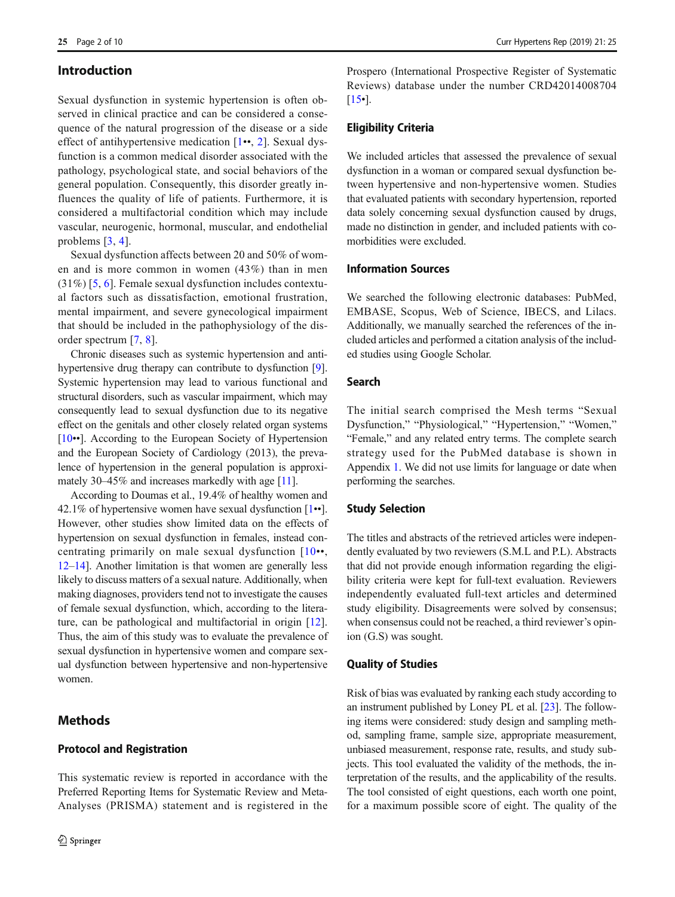## Introduction

Sexual dysfunction in systemic hypertension is often observed in clinical practice and can be considered a consequence of the natural progression of the disease or a side effect of antihypertensive medication [1••, 2]. Sexual dysfunction is a common medical disorder associated with the pathology, psychological state, and social behaviors of the general population. Consequently, this disorder greatly influences the quality of life of patients. Furthermore, it is considered a multifactorial condition which may include vascular, neurogenic, hormonal, muscular, and endothelial problems [3, 4].

Sexual dysfunction affects between 20 and 50% of women and is more common in women (43%) than in men (31%) [5, 6]. Female sexual dysfunction includes contextual factors such as dissatisfaction, emotional frustration, mental impairment, and severe gynecological impairment that should be included in the pathophysiology of the disorder spectrum [7, 8].

Chronic diseases such as systemic hypertension and antihypertensive drug therapy can contribute to dysfunction [9]. Systemic hypertension may lead to various functional and structural disorders, such as vascular impairment, which may consequently lead to sexual dysfunction due to its negative effect on the genitals and other closely related organ systems [10••]. According to the European Society of Hypertension and the European Society of Cardiology (2013), the prevalence of hypertension in the general population is approximately 30–45% and increases markedly with age [11].

According to Doumas et al., 19.4% of healthy women and 42.1% of hypertensive women have sexual dysfunction [1••]. However, other studies show limited data on the effects of hypertension on sexual dysfunction in females, instead concentrating primarily on male sexual dysfunction [10••, 12–14]. Another limitation is that women are generally less likely to discuss matters of a sexual nature. Additionally, when making diagnoses, providers tend not to investigate the causes of female sexual dysfunction, which, according to the literature, can be pathological and multifactorial in origin [12]. Thus, the aim of this study was to evaluate the prevalence of sexual dysfunction in hypertensive women and compare sexual dysfunction between hypertensive and non-hypertensive women.

## Methods

### Protocol and Registration

This systematic review is reported in accordance with the Preferred Reporting Items for Systematic Review and Meta-Analyses (PRISMA) statement and is registered in the Prospero (International Prospective Register of Systematic Reviews) database under the number CRD42014008704 [15•].

### Eligibility Criteria

We included articles that assessed the prevalence of sexual dysfunction in a woman or compared sexual dysfunction between hypertensive and non-hypertensive women. Studies that evaluated patients with secondary hypertension, reported data solely concerning sexual dysfunction caused by drugs, made no distinction in gender, and included patients with comorbidities were excluded.

### Information Sources

We searched the following electronic databases: PubMed, EMBASE, Scopus, Web of Science, IBECS, and Lilacs. Additionally, we manually searched the references of the included articles and performed a citation analysis of the included studies using Google Scholar.

### Search

The initial search comprised the Mesh terms "Sexual Dysfunction," "Physiological," "Hypertension," "Women," "Female," and any related entry terms. The complete search strategy used for the PubMed database is shown in Appendix 1. We did not use limits for language or date when performing the searches.

### Study Selection

The titles and abstracts of the retrieved articles were independently evaluated by two reviewers (S.M.L and P.L). Abstracts that did not provide enough information regarding the eligibility criteria were kept for full-text evaluation. Reviewers independently evaluated full-text articles and determined study eligibility. Disagreements were solved by consensus; when consensus could not be reached, a third reviewer's opinion (G.S) was sought.

### Quality of Studies

Risk of bias was evaluated by ranking each study according to an instrument published by Loney PL et al. [23]. The following items were considered: study design and sampling method, sampling frame, sample size, appropriate measurement, unbiased measurement, response rate, results, and study subjects. This tool evaluated the validity of the methods, the interpretation of the results, and the applicability of the results. The tool consisted of eight questions, each worth one point, for a maximum possible score of eight. The quality of the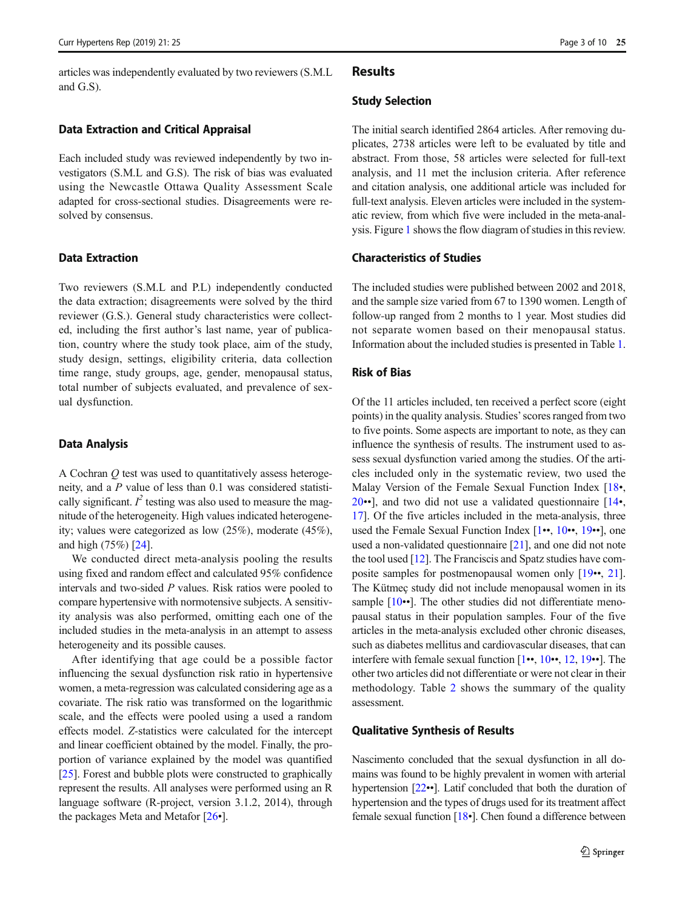articles was independently evaluated by two reviewers (S.M.L and G.S).

### Data Extraction and Critical Appraisal

Each included study was reviewed independently by two investigators (S.M.L and G.S). The risk of bias was evaluated using the Newcastle Ottawa Quality Assessment Scale adapted for cross-sectional studies. Disagreements were resolved by consensus.

### Data Extraction

Two reviewers (S.M.L and P.L) independently conducted the data extraction; disagreements were solved by the third reviewer (G.S.). General study characteristics were collected, including the first author's last name, year of publication, country where the study took place, aim of the study, study design, settings, eligibility criteria, data collection time range, study groups, age, gender, menopausal status, total number of subjects evaluated, and prevalence of sexual dysfunction.

### Data Analysis

A Cochran $Q$ test was used to quantitatively assess heterogeneity, and a $P$ value of less than 0.1 was considered statistically significant. $I^2$ testing was also used to measure the magnitude of the heterogeneity. High values indicated heterogeneity; values were categorized as low (25%), moderate (45%), and high (75%) [24].

We conducted direct meta-analysis pooling the results using fixed and random effect and calculated 95% confidence intervals and two-sided $P$ values. Risk ratios were pooled to compare hypertensive with normotensive subjects. A sensitivity analysis was also performed, omitting each one of the included studies in the meta-analysis in an attempt to assess heterogeneity and its possible causes.

After identifying that age could be a possible factor influencing the sexual dysfunction risk ratio in hypertensive women, a meta-regression was calculated considering age as a covariate. The risk ratio was transformed on the logarithmic scale, and the effects were pooled using a used a random effects model. $Z$-statistics were calculated for the intercept and linear coefficient obtained by the model. Finally, the proportion of variance explained by the model was quantified [25]. Forest and bubble plots were constructed to graphically represent the results. All analyses were performed using an R language software (R-project, version 3.1.2, 2014), through the packages Meta and Metafor [26•].

## Results

### Study Selection

The initial search identified 2864 articles. After removing duplicates, 2738 articles were left to be evaluated by title and abstract. From those, 58 articles were selected for full-text analysis, and 11 met the inclusion criteria. After reference and citation analysis, one additional article was included for full-text analysis. Eleven articles were included in the systematic review, from which five were included in the meta-analysis. Figure 1 shows the flow diagram of studies in this review.

### Characteristics of Studies

The included studies were published between 2002 and 2018, and the sample size varied from 67 to 1390 women. Length of follow-up ranged from 2 months to 1 year. Most studies did not separate women based on their menopausal status. Information about the included studies is presented in Table 1.

### Risk of Bias

Of the 11 articles included, ten received a perfect score (eight points) in the quality analysis. Studies' scores ranged from two to five points. Some aspects are important to note, as they can influence the synthesis of results. The instrument used to assess sexual dysfunction varied among the studies. Of the articles included only in the systematic review, two used the Malay Version of the Female Sexual Function Index [18•, 20••], and two did not use a validated questionnaire [14•, 17]. Of the five articles included in the meta-analysis, three used the Female Sexual Function Index [1••, 10••, 19••], one used a non-validated questionnaire [21], and one did not note the tool used [12]. The Franciscis and Spatz studies have composite samples for postmenopausal women only [19••, 21]. The Kütmeç study did not include menopausal women in its sample [10••]. The other studies did not differentiate menopausal status in their population samples. Four of the five articles in the meta-analysis excluded other chronic diseases, such as diabetes mellitus and cardiovascular diseases, that can interfere with female sexual function [1••, 10••, 12, 19••]. The other two articles did not differentiate or were not clear in their methodology. Table 2 shows the summary of the quality assessment.

### Qualitative Synthesis of Results

Nascimento concluded that the sexual dysfunction in all domains was found to be highly prevalent in women with arterial hypertension [22••]. Latif concluded that both the duration of hypertension and the types of drugs used for its treatment affect female sexual function [18•]. Chen found a difference between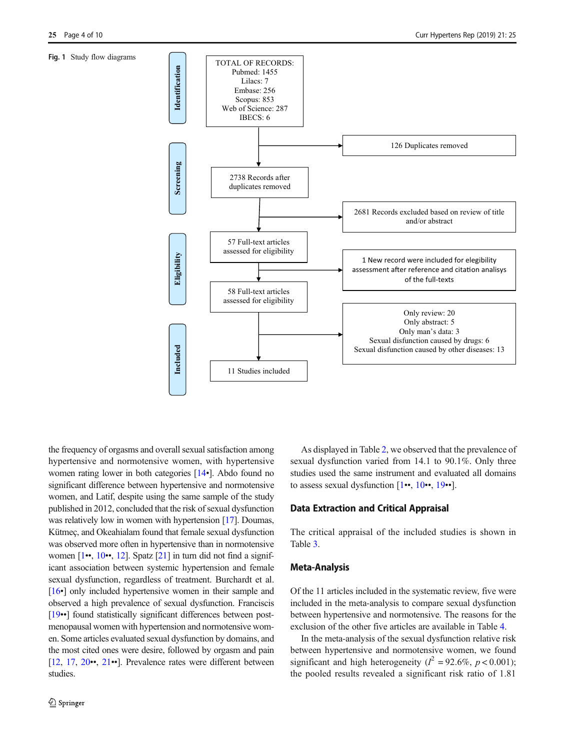**Fig. 1** Study flow diagrams

**Identification**

TOTAL OF RECORDS:
Pubmed: 1455
Lilacs: 7
Embase: 256
Scopus: 853
Web of Science: 287
IBECS: 6

→ 126 Duplicates removed

**Screening**

2738 Records after duplicates removed

→ 2681 Records excluded based on review of title and/or abstract

**Eligibility**

57 Full-text articles assessed for eligibility

→ 1 New record were included for eligibility assessment after reference and citation analisys of the full-texts

58 Full-text articles assessed for eligibility

→ Only review: 20
Only abstract: 5
Only man's data: 3
Sexual disfunction caused by drugs: 6
Sexual disfunction caused by other diseases: 13

**Included**

11 Studies included

the frequency of orgasms and overall sexual satisfaction among hypertensive and normotensive women, with hypertensive women rating lower in both categories [14•]. Abdo found no significant difference between hypertensive and normotensive women, and Latif, despite using the same sample of the study published in 2012, concluded that the risk of sexual dysfunction was relatively low in women with hypertension [17]. Doumas, Kütmeç, and Okeahialam found that female sexual dysfunction was observed more often in hypertensive than in normotensive women [1••, 10••, 12]. Spatz [21] in turn did not find a significant association between systemic hypertension and female sexual dysfunction, regardless of treatment. Burchardt et al. [16•] only included hypertensive women in their sample and observed a high prevalence of sexual dysfunction. Franciscis [19••] found statistically significant differences between postmenopausal women with hypertension and normotensive women. Some articles evaluated sexual dysfunction by domains, and the most cited ones were desire, followed by orgasm and pain [12, 17, 20••, 21••]. Prevalence rates were different between studies.

As displayed in Table 2, we observed that the prevalence of sexual dysfunction varied from 14.1 to 90.1%. Only three studies used the same instrument and evaluated all domains to assess sexual dysfunction [1••, 10••, 19••].

## Data Extraction and Critical Appraisal

The critical appraisal of the included studies is shown in Table 3.

## Meta-Analysis

Of the 11 articles included in the systematic review, five were included in the meta-analysis to compare sexual dysfunction between hypertensive and normotensive. The reasons for the exclusion of the other five articles are available in Table 4.

In the meta-analysis of the sexual dysfunction relative risk between hypertensive and normotensive women, we found significant and high heterogeneity ($I^2 = 92.6\%$, $p < 0.001$); the pooled results revealed a significant risk ratio of 1.81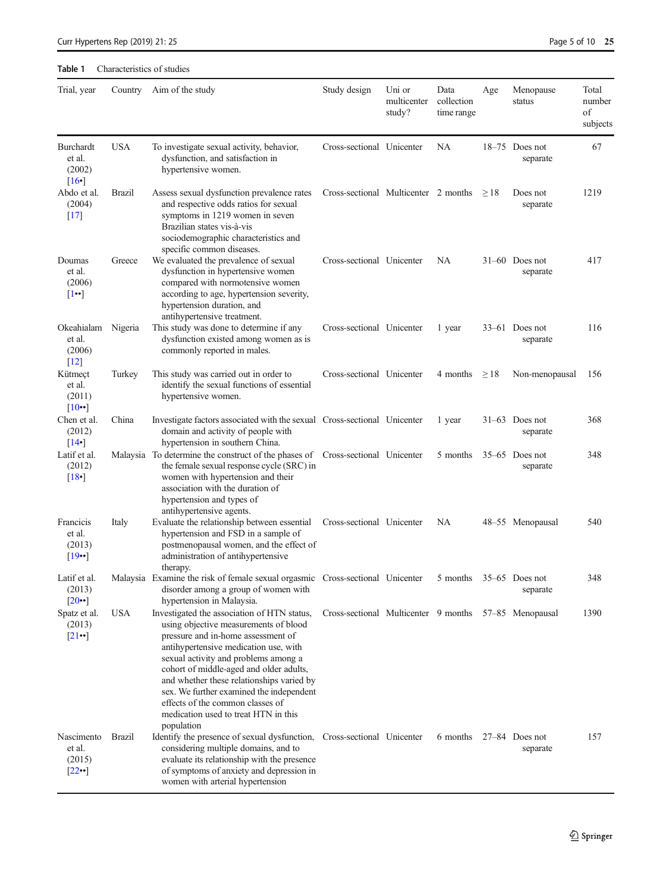**Table 1** Characteristics of studies

| Trial, year | Country | Aim of the study | Study design | Uni or multicenter study? | Data collection time range | Age | Menopause status | Total number of subjects |
|---|---|---|---|---|---|---|---|---|
| Burchardt et al. (2002) [16•] | USA | To investigate sexual activity, behavior, dysfunction, and satisfaction in hypertensive women. | Cross-sectional | Unicenter | NA | 18–75 | Does not separate | 67 |
| Abdo et al. (2004) [17] | Brazil | Assess sexual dysfunction prevalence rates and respective odds ratios for sexual symptoms in 1219 women in seven Brazilian states vis-à-vis sociodemographic characteristics and specific common diseases. | Cross-sectional | Multicenter | 2 months | ≥ 18 | Does not separate | 1219 |
| Doumas et al. (2006) [1••] | Greece | We evaluated the prevalence of sexual dysfunction in hypertensive women compared with normotensive women according to age, hypertension severity, hypertension duration, and antihypertensive treatment. | Cross-sectional | Unicenter | NA | 31–60 | Does not separate | 417 |
| Okeahialam et al. (2006) [12] | Nigeria | This study was done to determine if any dysfunction existed among women as is commonly reported in males. | Cross-sectional | Unicenter | 1 year | 33–61 | Does not separate | 116 |
| Kütmeçt et al. (2011) [10••] | Turkey | This study was carried out in order to identify the sexual functions of essential hypertensive women. | Cross-sectional | Unicenter | 4 months | ≥ 18 | Non-menopausal | 156 |
| Chen et al. (2012) [14•] | China | Investigate factors associated with the sexual domain and activity of people with hypertension in southern China. | Cross-sectional | Unicenter | 1 year | 31–63 | Does not separate | 368 |
| Latif et al. (2012) [18•] | Malaysia | To determine the construct of the phases of the female sexual response cycle (SRC) in women with hypertension and their association with the duration of hypertension and types of antihypertensive agents. | Cross-sectional | Unicenter | 5 months | 35–65 | Does not separate | 348 |
| Francicis et al. (2013) [19••] | Italy | Evaluate the relationship between essential hypertension and FSD in a sample of postmenopausal women, and the effect of administration of antihypertensive therapy. | Cross-sectional | Unicenter | NA | 48–55 | Menopausal | 540 |
| Latif et al. (2013) [20••] | Malaysia | Examine the risk of female sexual orgasmic disorder among a group of women with hypertension in Malaysia. | Cross-sectional | Unicenter | 5 months | 35–65 | Does not separate | 348 |
| Spatz et al. (2013) [21••] | USA | Investigated the association of HTN status, using objective measurements of blood pressure and in-home assessment of antihypertensive medication use, with sexual activity and problems among a cohort of middle-aged and older adults, and whether these relationships varied by sex. We further examined the independent effects of the common classes of medication used to treat HTN in this population | Cross-sectional | Multicenter | 9 months | 57–85 | Menopausal | 1390 |
| Nascimento et al. (2015) [22••] | Brazil | Identify the presence of sexual dysfunction, considering multiple domains, and to evaluate its relationship with the presence of symptoms of anxiety and depression in women with arterial hypertension | Cross-sectional | Unicenter | 6 months | 27–84 | Does not separate | 157 |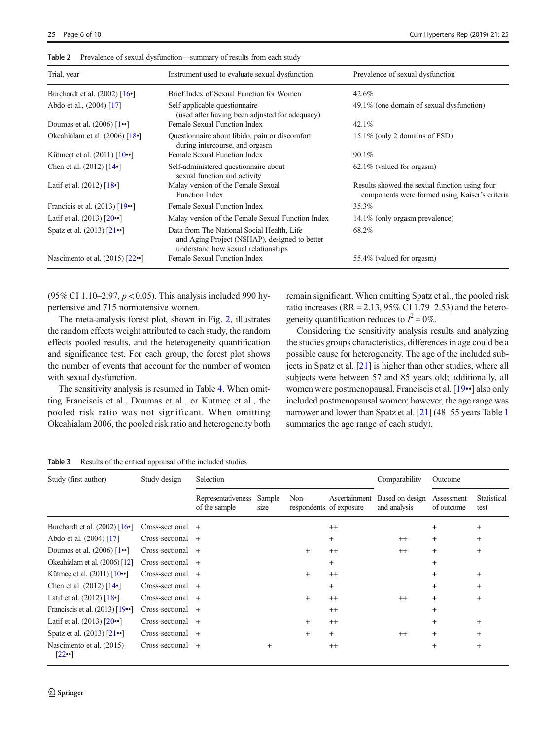Table 2 Prevalence of sexual dysfunction—summary of results from each study

| Trial, year | Instrument used to evaluate sexual dysfunction | Prevalence of sexual dysfunction |
|---|---|---|
| Burchardt et al. (2002) [16•] | Brief Index of Sexual Function for Women | 42.6% |
| Abdo et al., (2004) [17] | Self-applicable questionnaire (used after having been adjusted for adequacy) | 49.1% (one domain of sexual dysfunction) |
| Doumas et al. (2006) [1••] | Female Sexual Function Index | 42.1% |
| Okeahialam et al. (2006) [18•] | Questionnaire about libido, pain or discomfort during intercourse, and orgasm | 15.1% (only 2 domains of FSD) |
| Kütmeçt et al. (2011) [10••] | Female Sexual Function Index | 90.1% |
| Chen et al. (2012) [14•] | Self-administered questionnaire about sexual function and activity | 62.1% (valued for orgasm) |
| Latif et al. (2012) [18•] | Malay version of the Female Sexual Function Index | Results showed the sexual function using four components were formed using Kaiser's criteria |
| Franciscis et al. (2013) [19••] | Female Sexual Function Index | 35.3% |
| Latif et al. (2013) [20••] | Malay version of the Female Sexual Function Index | 14.1% (only orgasm prevalence) |
| Spatz et al. (2013) [21••] | Data from The National Social Health, Life and Aging Project (NSHAP), designed to better understand how sexual relationships | 68.2% |
| Nascimento et al. (2015) [22••] | Female Sexual Function Index | 55.4% (valued for orgasm) |

(95% CI 1.10–2.97, $p < 0.05$). This analysis included 990 hypertensive and 715 normotensive women.

The meta-analysis forest plot, shown in Fig. 2, illustrates the random effects weight attributed to each study, the random effects pooled results, and the heterogeneity quantification and significance test. For each group, the forest plot shows the number of events that account for the number of women with sexual dysfunction.

The sensitivity analysis is resumed in Table 4. When omitting Franciscis et al., Doumas et al., or Kutmeç et al., the pooled risk ratio was not significant. When omitting Okeahialam 2006, the pooled risk ratio and heterogeneity both remain significant. When omitting Spatz et al., the pooled risk ratio increases (RR = 2.13, 95% CI 1.79–2.53) and the heterogeneity quantification reduces to $I^2 = 0\%$.

Considering the sensitivity analysis results and analyzing the studies groups characteristics, differences in age could be a possible cause for heterogeneity. The age of the included subjects in Spatz et al. [21] is higher than other studies, where all subjects were between 57 and 85 years old; additionally, all women were postmenopausal. Franciscis et al. [19••] also only included postmenopausal women; however, the age range was narrower and lower than Spatz et al. [21] (48–55 years Table 1 summaries the age range of each study).

Table 3 Results of the critical appraisal of the included studies

| Study (first author) | Study design | Selection | | | | Comparability | Outcome | |
|---|---|---|---|---|---|---|---|---|
| | | Representativeness of the sample | Sample size | Non-respondents | Ascertainment of exposure | Based on design and analysis | Assessment of outcome | Statistical test |
| Burchardt et al. (2002) [16•] | Cross-sectional | + | | | ++ | | + | + |
| Abdo et al. (2004) [17] | Cross-sectional | + | | | + | ++ | + | + |
| Doumas et al. (2006) [1••] | Cross-sectional | + | | + | ++ | ++ | + | + |
| Okeahialam et al. (2006) [12] | Cross-sectional | + | | | + | | + | |
| Kütmeç et al. (2011) [10••] | Cross-sectional | + | | + | ++ | | + | + |
| Chen et al. (2012) [14•] | Cross-sectional | + | | | + | | + | + |
| Latif et al. (2012) [18•] | Cross-sectional | + | | + | ++ | ++ | + | + |
| Franciscis et al. (2013) [19••] | Cross-sectional | + | | | ++ | | + | |
| Latif et al. (2013) [20••] | Cross-sectional | + | | + | ++ | | + | + |
| Spatz et al. (2013) [21••] | Cross-sectional | + | | + | + | ++ | + | + |
| Nascimento et al. (2015) [22••] | Cross-sectional | + | + | | ++ | | + | + |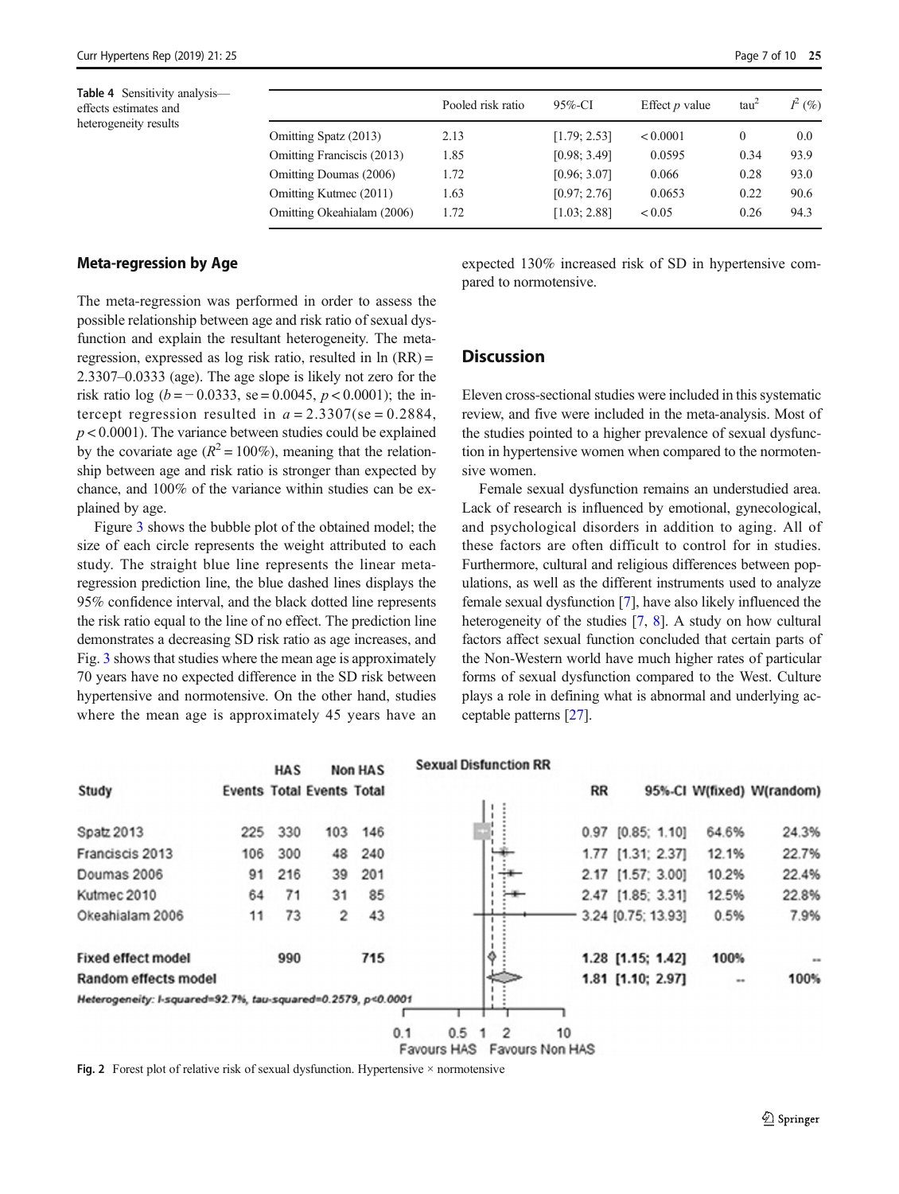**Table 4** Sensitivity analysis—effects estimates and heterogeneity results

| | Pooled risk ratio | 95%-CI | Effect *p* value | tau$^2$ | $I^2$ (%) |
|---|---|---|---|---|---|
| Omitting Spatz (2013) | 2.13 | [1.79; 2.53] | < 0.0001 | 0 | 0.0 |
| Omitting Franciscis (2013) | 1.85 | [0.98; 3.49] | 0.0595 | 0.34 | 93.9 |
| Omitting Doumas (2006) | 1.72 | [0.96; 3.07] | 0.066 | 0.28 | 93.0 |
| Omitting Kutmec (2011) | 1.63 | [0.97; 2.76] | 0.0653 | 0.22 | 90.6 |
| Omitting Okeahialam (2006) | 1.72 | [1.03; 2.88] | < 0.05 | 0.26 | 94.3 |

## Meta-regression by Age

The meta-regression was performed in order to assess the possible relationship between age and risk ratio of sexual dysfunction and explain the resultant heterogeneity. The meta-regression, expressed as log risk ratio, resulted in ln (RR) = 2.3307–0.0333 (age). The age slope is likely not zero for the risk ratio log ($b = -0.0333$, se = 0.0045, $p < 0.0001$); the intercept regression resulted in $a = 2.3307$(se = 0.2884, $p < 0.0001$). The variance between studies could be explained by the covariate age ($R^2 = 100\%$), meaning that the relationship between age and risk ratio is stronger than expected by chance, and 100% of the variance within studies can be explained by age.

Figure 3 shows the bubble plot of the obtained model; the size of each circle represents the weight attributed to each study. The straight blue line represents the linear meta-regression prediction line, the blue dashed lines displays the 95% confidence interval, and the black dotted line represents the risk ratio equal to the line of no effect. The prediction line demonstrates a decreasing SD risk ratio as age increases, and Fig. 3 shows that studies where the mean age is approximately 70 years have no expected difference in the SD risk between hypertensive and normotensive. On the other hand, studies where the mean age is approximately 45 years have an expected 130% increased risk of SD in hypertensive compared to normotensive.

## Discussion

Eleven cross-sectional studies were included in this systematic review, and five were included in the meta-analysis. Most of the studies pointed to a higher prevalence of sexual dysfunction in hypertensive women when compared to the normotensive women.

Female sexual dysfunction remains an understudied area. Lack of research is influenced by emotional, gynecological, and psychological disorders in addition to aging. All of these factors are often difficult to control for in studies. Furthermore, cultural and religious differences between populations, as well as the different instruments used to analyze female sexual dysfunction [7], have also likely influenced the heterogeneity of the studies [7, 8]. A study on how cultural factors affect sexual function concluded that certain parts of the Non-Western world have much higher rates of particular forms of sexual dysfunction compared to the West. Culture plays a role in defining what is abnormal and underlying acceptable patterns [27].

| Study | HAS Events | HAS Total | Non HAS Events | Non HAS Total | RR | 95%-CI | W(fixed) | W(random) |
|---|---|---|---|---|---|---|---|---|
| Spatz 2013 | 225 | 330 | 103 | 146 | 0.97 | [0.85; 1.10] | 64.6% | 24.3% |
| Franciscis 2013 | 106 | 300 | 48 | 240 | 1.77 | [1.31; 2.37] | 12.1% | 22.7% |
| Doumas 2006 | 91 | 216 | 39 | 201 | 2.17 | [1.57; 3.00] | 10.2% | 22.4% |
| Kutmec 2010 | 64 | 71 | 31 | 85 | 2.47 | [1.85; 3.31] | 12.5% | 22.8% |
| Okeahialam 2006 | 11 | 73 | 2 | 43 | 3.24 | [0.75; 13.93] | 0.5% | 7.9% |
| **Fixed effect model** | | **990** | | **715** | **1.28** | **[1.15; 1.42]** | **100%** | -- |
| **Random effects model** | | | | | **1.81** | **[1.10; 2.97]** | -- | **100%** |

*Heterogeneity: I-squared=92.7%, tau-squared=0.2579, p<0.0001*

Sexual Disfunction RR — Favours HAS / Favours Non HAS (axis: 0.1, 0.5, 1, 2, 10)

**Fig. 2** Forest plot of relative risk of sexual dysfunction. Hypertensive × normotensive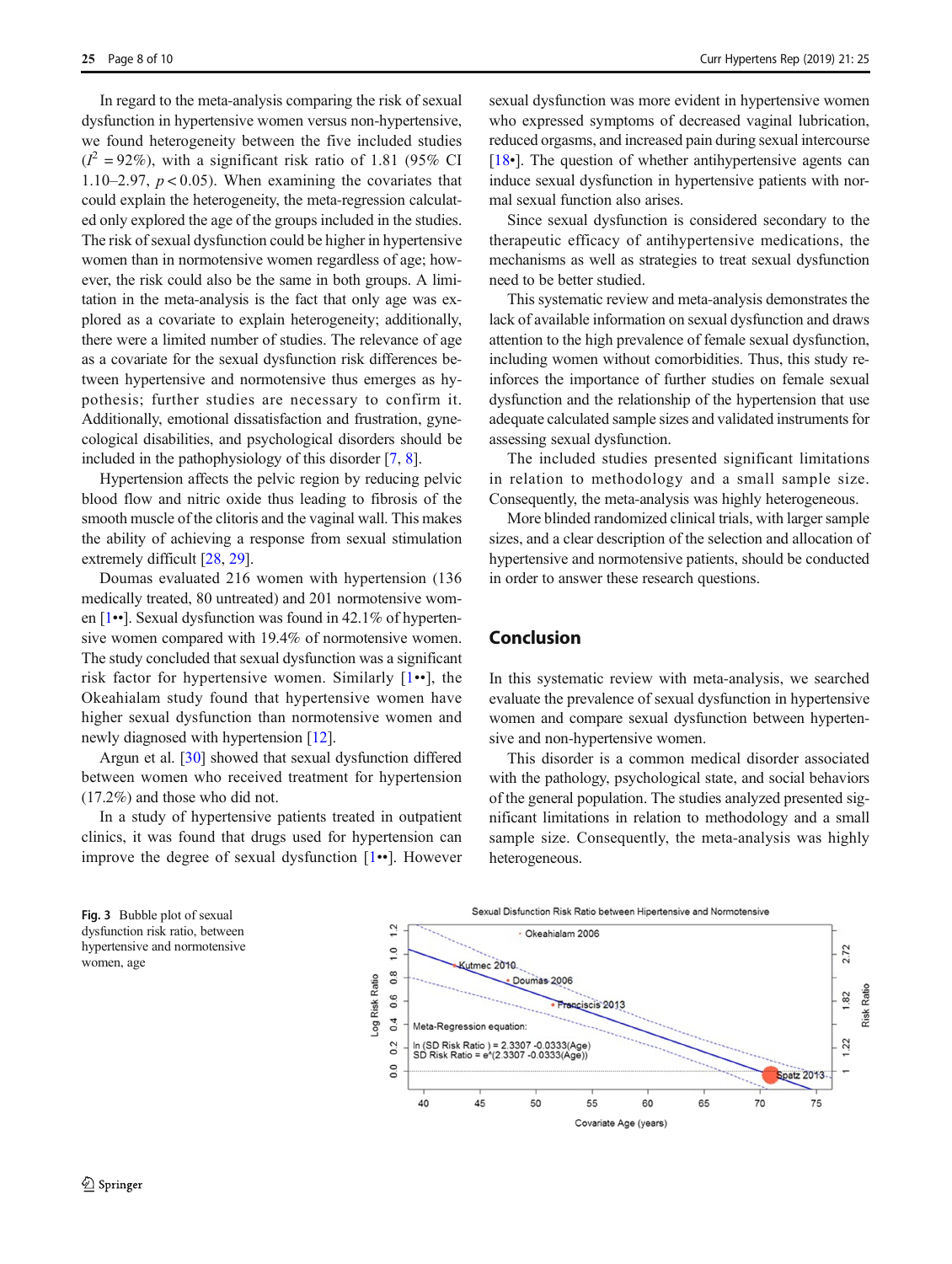In regard to the meta-analysis comparing the risk of sexual dysfunction in hypertensive women versus non-hypertensive, we found heterogeneity between the five included studies ($I^2$ = 92%), with a significant risk ratio of 1.81 (95% CI 1.10–2.97, $p < 0.05$). When examining the covariates that could explain the heterogeneity, the meta-regression calculated only explored the age of the groups included in the studies. The risk of sexual dysfunction could be higher in hypertensive women than in normotensive women regardless of age; however, the risk could also be the same in both groups. A limitation in the meta-analysis is the fact that only age was explored as a covariate to explain heterogeneity; additionally, there were a limited number of studies. The relevance of age as a covariate for the sexual dysfunction risk differences between hypertensive and normotensive thus emerges as hypothesis; further studies are necessary to confirm it. Additionally, emotional dissatisfaction and frustration, gynecological disabilities, and psychological disorders should be included in the pathophysiology of this disorder [7, 8].

Hypertension affects the pelvic region by reducing pelvic blood flow and nitric oxide thus leading to fibrosis of the smooth muscle of the clitoris and the vaginal wall. This makes the ability of achieving a response from sexual stimulation extremely difficult [28, 29].

Doumas evaluated 216 women with hypertension (136 medically treated, 80 untreated) and 201 normotensive women [1••]. Sexual dysfunction was found in 42.1% of hypertensive women compared with 19.4% of normotensive women. The study concluded that sexual dysfunction was a significant risk factor for hypertensive women. Similarly [1••], the Okeahialam study found that hypertensive women have higher sexual dysfunction than normotensive women and newly diagnosed with hypertension [12].

Argun et al. [30] showed that sexual dysfunction differed between women who received treatment for hypertension (17.2%) and those who did not.

In a study of hypertensive patients treated in outpatient clinics, it was found that drugs used for hypertension can improve the degree of sexual dysfunction [1••]. However sexual dysfunction was more evident in hypertensive women who expressed symptoms of decreased vaginal lubrication, reduced orgasms, and increased pain during sexual intercourse [18•]. The question of whether antihypertensive agents can induce sexual dysfunction in hypertensive patients with normal sexual function also arises.

Since sexual dysfunction is considered secondary to the therapeutic efficacy of antihypertensive medications, the mechanisms as well as strategies to treat sexual dysfunction need to be better studied.

This systematic review and meta-analysis demonstrates the lack of available information on sexual dysfunction and draws attention to the high prevalence of female sexual dysfunction, including women without comorbidities. Thus, this study reinforces the importance of further studies on female sexual dysfunction and the relationship of the hypertension that use adequate calculated sample sizes and validated instruments for assessing sexual dysfunction.

The included studies presented significant limitations in relation to methodology and a small sample size. Consequently, the meta-analysis was highly heterogeneous.

More blinded randomized clinical trials, with larger sample sizes, and a clear description of the selection and allocation of hypertensive and normotensive patients, should be conducted in order to answer these research questions.

## Conclusion

In this systematic review with meta-analysis, we searched evaluate the prevalence of sexual dysfunction in hypertensive women and compare sexual dysfunction between hypertensive and non-hypertensive women.

This disorder is a common medical disorder associated with the pathology, psychological state, and social behaviors of the general population. The studies analyzed presented significant limitations in relation to methodology and a small sample size. Consequently, the meta-analysis was highly heterogeneous.

**Fig. 3** Bubble plot of sexual dysfunction risk ratio, between hypertensive and normotensive women, age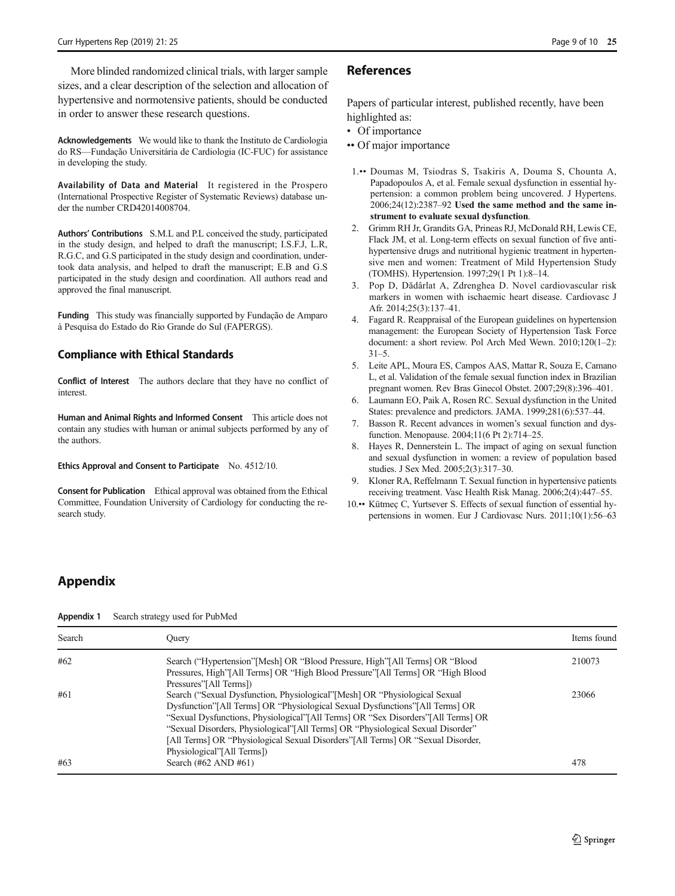More blinded randomized clinical trials, with larger sample sizes, and a clear description of the selection and allocation of hypertensive and normotensive patients, should be conducted in order to answer these research questions.

**Acknowledgements** We would like to thank the Instituto de Cardiologia do RS—Fundação Universitária de Cardiologia (IC-FUC) for assistance in developing the study.

**Availability of Data and Material** It registered in the Prospero (International Prospective Register of Systematic Reviews) database under the number CRD42014008704.

**Authors' Contributions** S.M.L and P.L conceived the study, participated in the study design, and helped to draft the manuscript; I.S.F.J, L.R, R.G.C, and G.S participated in the study design and coordination, undertook data analysis, and helped to draft the manuscript; E.B and G.S participated in the study design and coordination. All authors read and approved the final manuscript.

**Funding** This study was financially supported by Fundação de Amparo à Pesquisa do Estado do Rio Grande do Sul (FAPERGS).

## Compliance with Ethical Standards

**Conflict of Interest** The authors declare that they have no conflict of interest.

**Human and Animal Rights and Informed Consent** This article does not contain any studies with human or animal subjects performed by any of the authors.

**Ethics Approval and Consent to Participate** No. 4512/10.

**Consent for Publication** Ethical approval was obtained from the Ethical Committee, Foundation University of Cardiology for conducting the research study.

## References

Papers of particular interest, published recently, have been highlighted as:

- • Of importance
- •• Of major importance

1. •• Doumas M, Tsiodras S, Tsakiris A, Douma S, Chounta A, Papadopoulos A, et al. Female sexual dysfunction in essential hypertension: a common problem being uncovered. J Hypertens. 2006;24(12):2387–92 **Used the same method and the same instrument to evaluate sexual dysfunction**.
2. Grimm RH Jr, Grandits GA, Prineas RJ, McDonald RH, Lewis CE, Flack JM, et al. Long-term effects on sexual function of five antihypertensive drugs and nutritional hygienic treatment in hypertensive men and women: Treatment of Mild Hypertension Study (TOMHS). Hypertension. 1997;29(1 Pt 1):8–14.
3. Pop D, Dădârlat A, Zdrenghea D. Novel cardiovascular risk markers in women with ischaemic heart disease. Cardiovasc J Afr. 2014;25(3):137–41.
4. Fagard R. Reappraisal of the European guidelines on hypertension management: the European Society of Hypertension Task Force document: a short review. Pol Arch Med Wewn. 2010;120(1–2):31–5.
5. Leite APL, Moura ES, Campos AAS, Mattar R, Souza E, Camano L, et al. Validation of the female sexual function index in Brazilian pregnant women. Rev Bras Ginecol Obstet. 2007;29(8):396–401.
6. Laumann EO, Paik A, Rosen RC. Sexual dysfunction in the United States: prevalence and predictors. JAMA. 1999;281(6):537–44.
7. Basson R. Recent advances in women's sexual function and dysfunction. Menopause. 2004;11(6 Pt 2):714–25.
8. Hayes R, Dennerstein L. The impact of aging on sexual function and sexual dysfunction in women: a review of population based studies. J Sex Med. 2005;2(3):317–30.
9. Kloner RA, Reffelmann T. Sexual function in hypertensive patients receiving treatment. Vasc Health Risk Manag. 2006;2(4):447–55.
10. •• Kütmeç C, Yurtsever S. Effects of sexual function of essential hypertensions in women. Eur J Cardiovasc Nurs. 2011;10(1):56–63

## Appendix

**Appendix 1** Search strategy used for PubMed

| Search | Query | Items found |
|---|---|---|
| #62 | Search ("Hypertension"[Mesh] OR "Blood Pressure, High"[All Terms] OR "Blood Pressures, High"[All Terms] OR "High Blood Pressure"[All Terms] OR "High Blood Pressures"[All Terms]) | 210073 |
| #61 | Search ("Sexual Dysfunction, Physiological"[Mesh] OR "Physiological Sexual Dysfunction"[All Terms] OR "Physiological Sexual Dysfunctions"[All Terms] OR "Sexual Dysfunctions, Physiological"[All Terms] OR "Sex Disorders"[All Terms] OR "Sexual Disorders, Physiological"[All Terms] OR "Physiological Sexual Disorder" [All Terms] OR "Physiological Sexual Disorders"[All Terms] OR "Sexual Disorder, Physiological"[All Terms]) | 23066 |
| #63 | Search (#62 AND #61) | 478 |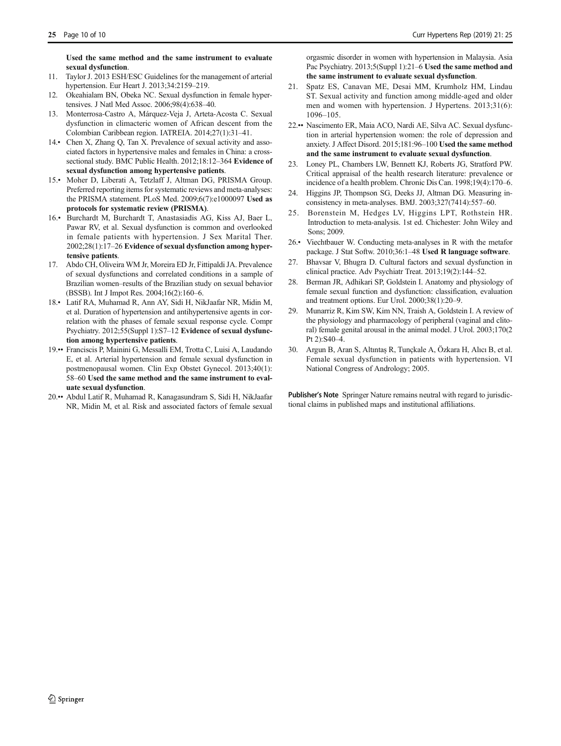**Used the same method and the same instrument to evaluate sexual dysfunction**.

11. Taylor J. 2013 ESH/ESC Guidelines for the management of arterial hypertension. Eur Heart J. 2013;34:2159–219.
12. Okeahialam BN, Obeka NC. Sexual dysfunction in female hypertensives. J Natl Med Assoc. 2006;98(4):638–40.
13. Monterrosa-Castro A, Márquez-Veja J, Arteta-Acosta C. Sexual dysfunction in climacteric women of African descent from the Colombian Caribbean region. IATREIA. 2014;27(1):31–41.
14.• Chen X, Zhang Q, Tan X. Prevalence of sexual activity and associated factors in hypertensive males and females in China: a cross-sectional study. BMC Public Health. 2012;18:12–364 **Evidence of sexual dysfunction among hypertensive patients**.
15.• Moher D, Liberati A, Tetzlaff J, Altman DG, PRISMA Group. Preferred reporting items for systematic reviews and meta-analyses: the PRISMA statement. PLoS Med. 2009;6(7):e1000097 **Used as protocols for systematic review (PRISMA)**.
16.• Burchardt M, Burchardt T, Anastasiadis AG, Kiss AJ, Baer L, Pawar RV, et al. Sexual dysfunction is common and overlooked in female patients with hypertension. J Sex Marital Ther. 2002;28(1):17–26 **Evidence of sexual dysfunction among hypertensive patients**.
17. Abdo CH, Oliveira WM Jr, Moreira ED Jr, Fittipaldi JA. Prevalence of sexual dysfunctions and correlated conditions in a sample of Brazilian women–results of the Brazilian study on sexual behavior (BSSB). Int J Impot Res. 2004;16(2):160–6.
18.• Latif RA, Muhamad R, Ann AY, Sidi H, NikJaafar NR, Midin M, et al. Duration of hypertension and antihypertensive agents in correlation with the phases of female sexual response cycle. Compr Psychiatry. 2012;55(Suppl 1):S7–12 **Evidence of sexual dysfunction among hypertensive patients**.
19.•• Franciscis P, Mainini G, Messalli EM, Trotta C, Luisi A, Laudando E, et al. Arterial hypertension and female sexual dysfunction in postmenopausal women. Clin Exp Obstet Gynecol. 2013;40(1): 58–60 **Used the same method and the same instrument to evaluate sexual dysfunction**.
20.•• Abdul Latif R, Muhamad R, Kanagasundram S, Sidi H, NikJaafar NR, Midin M, et al. Risk and associated factors of female sexual orgasmic disorder in women with hypertension in Malaysia. Asia Pac Psychiatry. 2013;5(Suppl 1):21–6 **Used the same method and the same instrument to evaluate sexual dysfunction**.
21. Spatz ES, Canavan ME, Desai MM, Krumholz HM, Lindau ST. Sexual activity and function among middle-aged and older men and women with hypertension. J Hypertens. 2013;31(6): 1096–105.
22.•• Nascimento ER, Maia ACO, Nardi AE, Silva AC. Sexual dysfunction in arterial hypertension women: the role of depression and anxiety. J Affect Disord. 2015;181:96–100 **Used the same method and the same instrument to evaluate sexual dysfunction**.
23. Loney PL, Chambers LW, Bennett KJ, Roberts JG, Stratford PW. Critical appraisal of the health research literature: prevalence or incidence of a health problem. Chronic Dis Can. 1998;19(4):170–6.
24. Higgins JP, Thompson SG, Deeks JJ, Altman DG. Measuring inconsistency in meta-analyses. BMJ. 2003;327(7414):557–60.
25. Borenstein M, Hedges LV, Higgins LPT, Rothstein HR. Introduction to meta-analysis. 1st ed. Chichester: John Wiley and Sons; 2009.
26.• Viechtbauer W. Conducting meta-analyses in R with the metafor package. J Stat Softw. 2010;36:1–48 **Used R language software**.
27. Bhavsar V, Bhugra D. Cultural factors and sexual dysfunction in clinical practice. Adv Psychiatr Treat. 2013;19(2):144–52.
28. Berman JR, Adhikari SP, Goldstein I. Anatomy and physiology of female sexual function and dysfunction: classification, evaluation and treatment options. Eur Urol. 2000;38(1):20–9.
29. Munarriz R, Kim SW, Kim NN, Traish A, Goldstein I. A review of the physiology and pharmacology of peripheral (vaginal and clitoral) female genital arousal in the animal model. J Urol. 2003;170(2 Pt 2):S40–4.
30. Argun B, Aran S, Altıntaş R, Tunçkale A, Özkara H, Alıcı B, et al. Female sexual dysfunction in patients with hypertension. VI National Congress of Andrology; 2005.

**Publisher's Note** Springer Nature remains neutral with regard to jurisdictional claims in published maps and institutional affiliations.